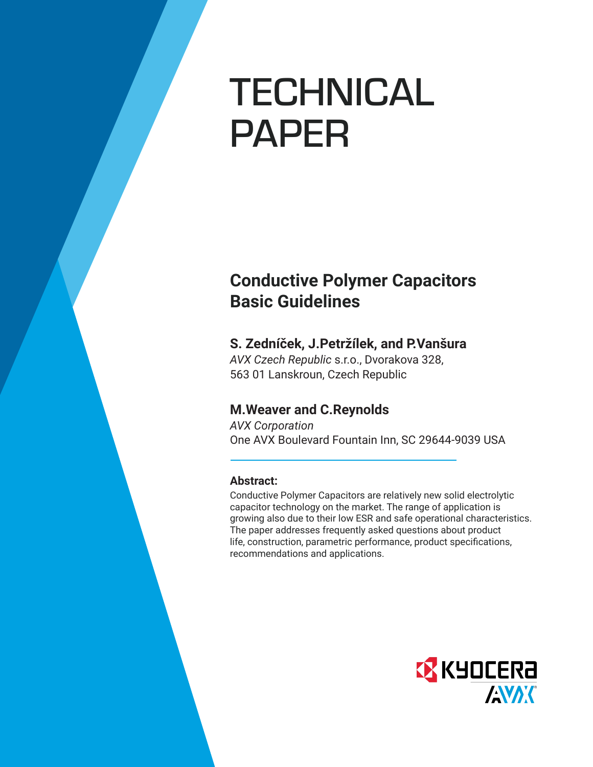# TECHNICAL PAPER

## Conductive Polymer Capacitors Basic Guidelines

### S. Zedníček, J.Petržílek, and P.Vanšura

*AVX Czech Republic* s.r.o., Dvorakova 328,
563 01 Lanskroun, Czech Republic

### M.Weaver and C.Reynolds

*AVX Corporation*
One AVX Boulevard Fountain Inn, SC 29644-9039 USA

**Abstract:**

Conductive Polymer Capacitors are relatively new solid electrolytic capacitor technology on the market. The range of application is growing also due to their low ESR and safe operational characteristics. The paper addresses frequently asked questions about product life, construction, parametric performance, product specifications, recommendations and applications.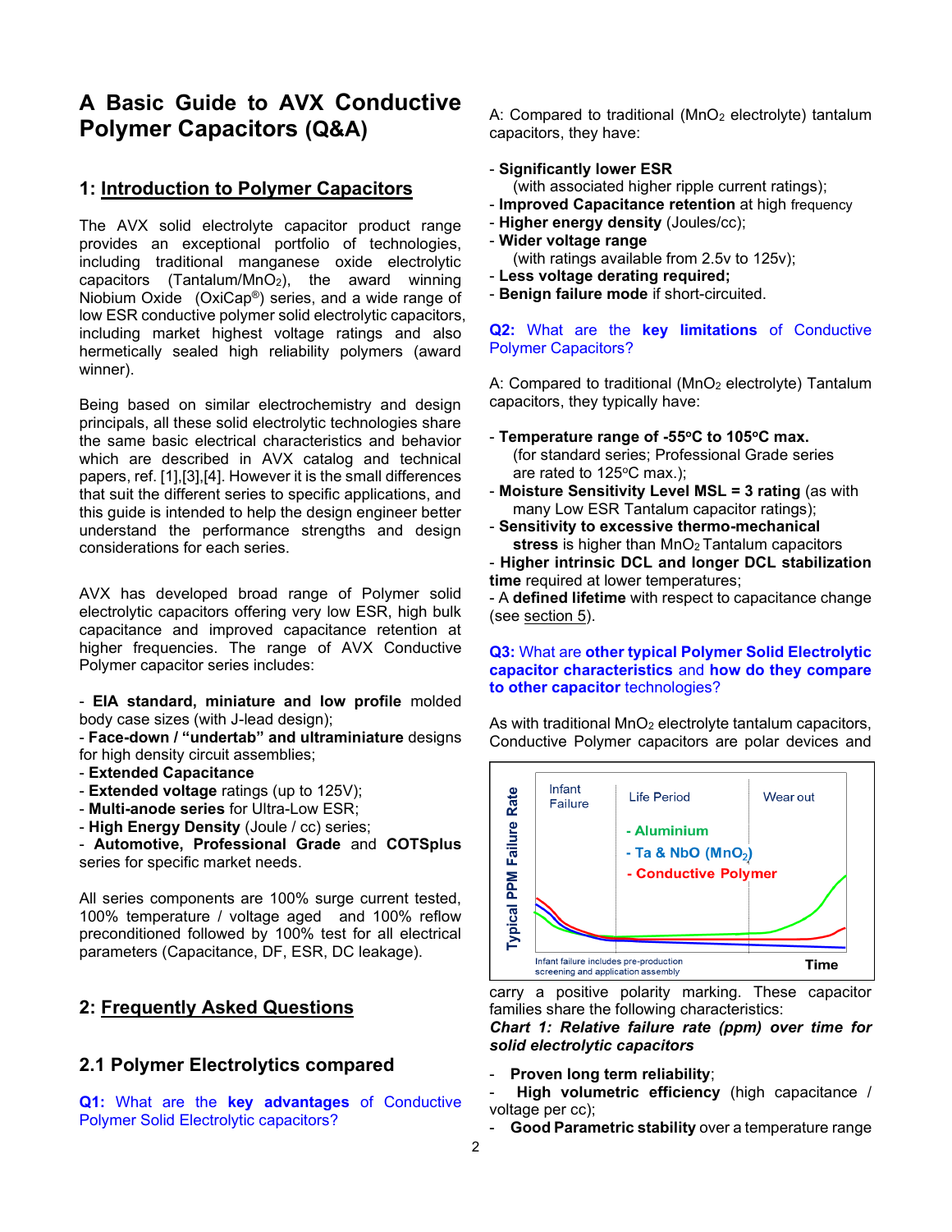# A Basic Guide to AVX Conductive Polymer Capacitors (Q&A)

## 1: Introduction to Polymer Capacitors

The AVX solid electrolyte capacitor product range provides an exceptional portfolio of technologies, including traditional manganese oxide electrolytic capacitors (Tantalum/$MnO_2$), the award winning Niobium Oxide (OxiCap®) series, and a wide range of low ESR conductive polymer solid electrolytic capacitors, including market highest voltage ratings and also hermetically sealed high reliability polymers (award winner).

Being based on similar electrochemistry and design principals, all these solid electrolytic technologies share the same basic electrical characteristics and behavior which are described in AVX catalog and technical papers, ref. [1],[3],[4]. However it is the small differences that suit the different series to specific applications, and this guide is intended to help the design engineer better understand the performance strengths and design considerations for each series.

AVX has developed broad range of Polymer solid electrolytic capacitors offering very low ESR, high bulk capacitance and improved capacitance retention at higher frequencies. The range of AVX Conductive Polymer capacitor series includes:

- **EIA standard, miniature and low profile** molded body case sizes (with J-lead design);
- **Face-down / "undertab" and ultraminiature** designs for high density circuit assemblies;
- **Extended Capacitance**
- **Extended voltage** ratings (up to 125V);
- **Multi-anode series** for Ultra-Low ESR;
- **High Energy Density** (Joule / cc) series;
- **Automotive, Professional Grade** and **COTSplus** series for specific market needs.

All series components are 100% surge current tested, 100% temperature / voltage aged and 100% reflow preconditioned followed by 100% test for all electrical parameters (Capacitance, DF, ESR, DC leakage).

## 2: Frequently Asked Questions

### 2.1 Polymer Electrolytics compared

**Q1:** What are the **key advantages** of Conductive Polymer Solid Electrolytic capacitors?

A: Compared to traditional ($MnO_2$ electrolyte) tantalum capacitors, they have:

- **Significantly lower ESR** (with associated higher ripple current ratings);
- **Improved Capacitance retention** at high frequency
- **Higher energy density** (Joules/cc);
- **Wider voltage range** (with ratings available from 2.5v to 125v);
- **Less voltage derating required;**
- **Benign failure mode** if short-circuited.

**Q2:** What are the **key limitations** of Conductive Polymer Capacitors?

A: Compared to traditional ($MnO_2$ electrolyte) Tantalum capacitors, they typically have:

- **Temperature range of -55°C to 105°C max.** (for standard series; Professional Grade series are rated to 125°C max.);
- **Moisture Sensitivity Level MSL = 3 rating** (as with many Low ESR Tantalum capacitor ratings);
- **Sensitivity to excessive thermo-mechanical stress** is higher than $MnO_2$ Tantalum capacitors
- **Higher intrinsic DCL and longer DCL stabilization time** required at lower temperatures;
- A **defined lifetime** with respect to capacitance change (see section 5).

**Q3:** What are **other typical Polymer Solid Electrolytic capacitor characteristics** and **how do they compare to other capacitor** technologies?

As with traditional $MnO_2$ electrolyte tantalum capacitors, Conductive Polymer capacitors are polar devices and carry a positive polarity marking. These capacitor families share the following characteristics:

*Chart 1: Relative failure rate (ppm) over time for solid electrolytic capacitors*

- **Proven long term reliability**;
- **High volumetric efficiency** (high capacitance / voltage per cc);
- **Good Parametric stability** over a temperature range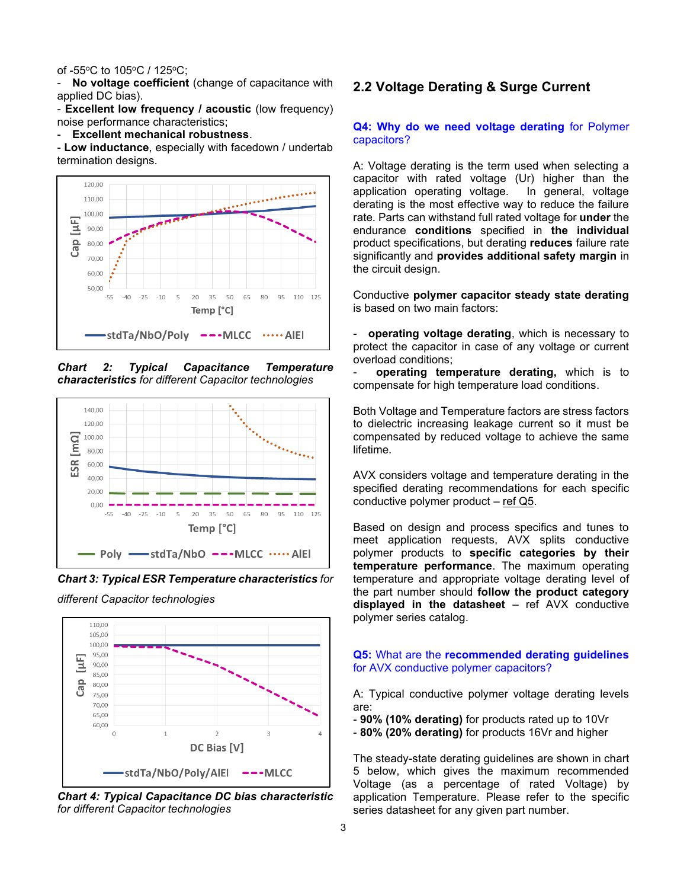of -55°C to 105°C / 125°C;

- **No voltage coefficient** (change of capacitance with applied DC bias).
- **Excellent low frequency / acoustic** (low frequency) noise performance characteristics;
- **Excellent mechanical robustness**.
- **Low inductance**, especially with facedown / undertab termination designs.

***Chart 2: Typical Capacitance Temperature characteristics*** *for different Capacitor technologies*

***Chart 3: Typical ESR Temperature characteristics*** *for different Capacitor technologies*

***Chart 4: Typical Capacitance DC bias characteristic*** *for different Capacitor technologies*

## 2.2 Voltage Derating & Surge Current

**Q4: Why do we need voltage derating** for Polymer capacitors?

A: Voltage derating is the term used when selecting a capacitor with rated voltage (Ur) higher than the application operating voltage. In general, voltage derating is the most effective way to reduce the failure rate. Parts can withstand full rated voltage ~~for~~ **under** the endurance **conditions** specified in **the individual** product specifications, but derating **reduces** failure rate significantly and **provides additional safety margin** in the circuit design.

Conductive **polymer capacitor steady state derating** is based on two main factors:

- **operating voltage derating**, which is necessary to protect the capacitor in case of any voltage or current overload conditions;
- **operating temperature derating,** which is to compensate for high temperature load conditions.

Both Voltage and Temperature factors are stress factors to dielectric increasing leakage current so it must be compensated by reduced voltage to achieve the same lifetime.

AVX considers voltage and temperature derating in the specified derating recommendations for each specific conductive polymer product – ref Q5.

Based on design and process specifics and tunes to meet application requests, AVX splits conductive polymer products to **specific categories by their temperature performance**. The maximum operating temperature and appropriate voltage derating level of the part number should **follow the product category displayed in the datasheet** – ref AVX conductive polymer series catalog.

**Q5:** What are the **recommended derating guidelines** for AVX conductive polymer capacitors?

A: Typical conductive polymer voltage derating levels are:

- **90% (10% derating)** for products rated up to 10Vr
- **80% (20% derating)** for products 16Vr and higher

The steady-state derating guidelines are shown in chart 5 below, which gives the maximum recommended Voltage (as a percentage of rated Voltage) by application Temperature. Please refer to the specific series datasheet for any given part number.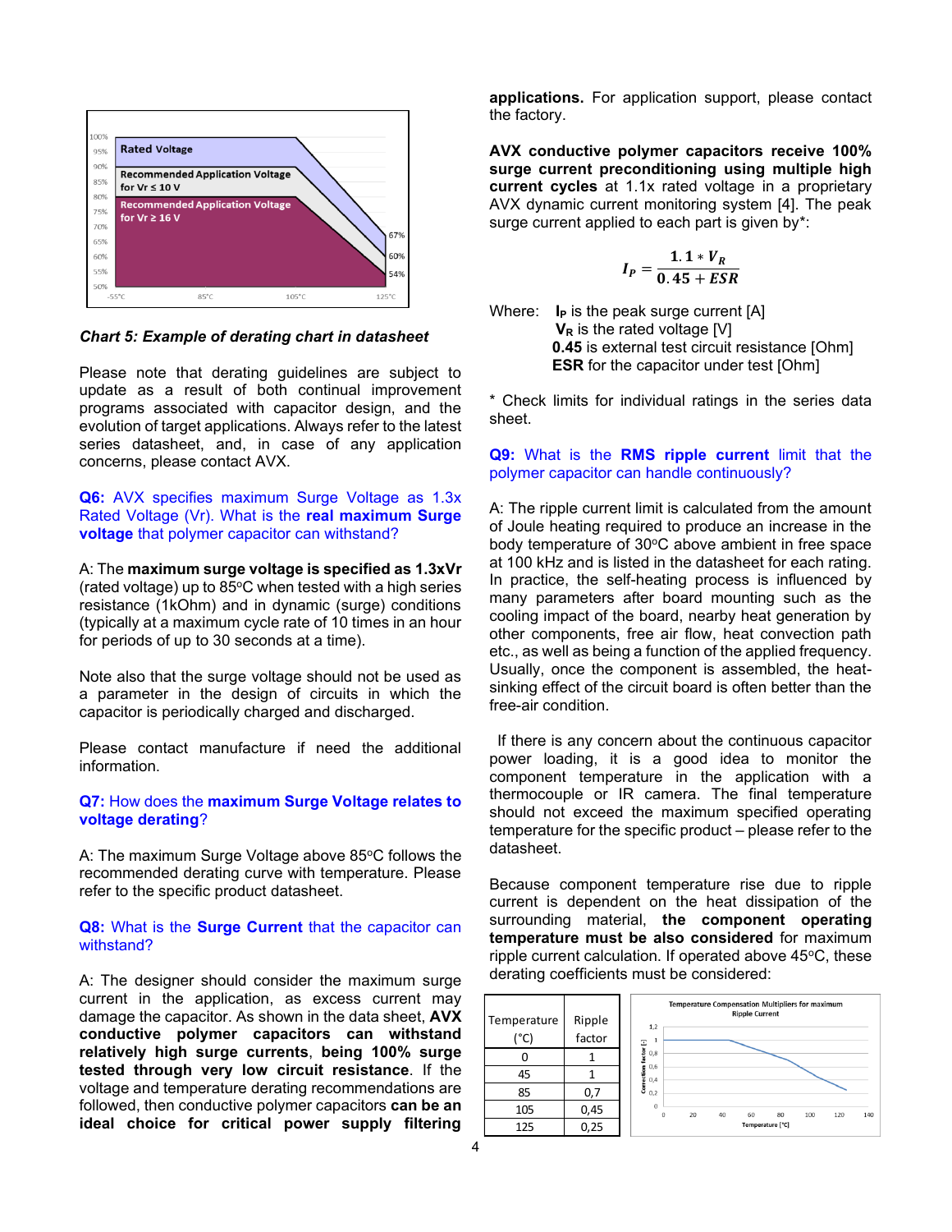*Chart 5: Example of derating chart in datasheet*

Please note that derating guidelines are subject to update as a result of both continual improvement programs associated with capacitor design, and the evolution of target applications. Always refer to the latest series datasheet, and, in case of any application concerns, please contact AVX.

**Q6:** AVX specifies maximum Surge Voltage as 1.3x Rated Voltage (Vr). What is the **real maximum Surge voltage** that polymer capacitor can withstand?

A: The **maximum surge voltage is specified as 1.3xVr** (rated voltage) up to 85°C when tested with a high series resistance (1kOhm) and in dynamic (surge) conditions (typically at a maximum cycle rate of 10 times in an hour for periods of up to 30 seconds at a time).

Note also that the surge voltage should not be used as a parameter in the design of circuits in which the capacitor is periodically charged and discharged.

Please contact manufacture if need the additional information.

**Q7:** How does the **maximum Surge Voltage relates to voltage derating**?

A: The maximum Surge Voltage above 85°C follows the recommended derating curve with temperature. Please refer to the specific product datasheet.

**Q8:** What is the **Surge Current** that the capacitor can withstand?

A: The designer should consider the maximum surge current in the application, as excess current may damage the capacitor. As shown in the data sheet, **AVX conductive polymer capacitors can withstand relatively high surge currents**, **being 100% surge tested through very low circuit resistance**. If the voltage and temperature derating recommendations are followed, then conductive polymer capacitors **can be an ideal choice for critical power supply filtering applications.** For application support, please contact the factory.

**AVX conductive polymer capacitors receive 100% surge current preconditioning using multiple high current cycles** at 1.1x rated voltage in a proprietary AVX dynamic current monitoring system [4]. The peak surge current applied to each part is given by*:

$$I_P = \frac{1.1 * V_R}{0.45 + ESR}$$

Where: **$I_P$** is the peak surge current [A]
**$V_R$** is the rated voltage [V]
**0.45** is external test circuit resistance [Ohm]
**ESR** for the capacitor under test [Ohm]

* Check limits for individual ratings in the series data sheet.

**Q9:** What is the **RMS ripple current** limit that the polymer capacitor can handle continuously?

A: The ripple current limit is calculated from the amount of Joule heating required to produce an increase in the body temperature of 30°C above ambient in free space at 100 kHz and is listed in the datasheet for each rating. In practice, the self-heating process is influenced by many parameters after board mounting such as the cooling impact of the board, nearby heat generation by other components, free air flow, heat convection path etc., as well as being a function of the applied frequency. Usually, once the component is assembled, the heat-sinking effect of the circuit board is often better than the free-air condition.

If there is any concern about the continuous capacitor power loading, it is a good idea to monitor the component temperature in the application with a thermocouple or IR camera. The final temperature should not exceed the maximum specified operating temperature for the specific product – please refer to the datasheet.

Because component temperature rise due to ripple current is dependent on the heat dissipation of the surrounding material, **the component operating temperature must be also considered** for maximum ripple current calculation. If operated above 45°C, these derating coefficients must be considered:

| Temperature (°C) | Ripple factor |
|---|---|
| 0 | 1 |
| 45 | 1 |
| 85 | 0,7 |
| 105 | 0,45 |
| 125 | 0,25 |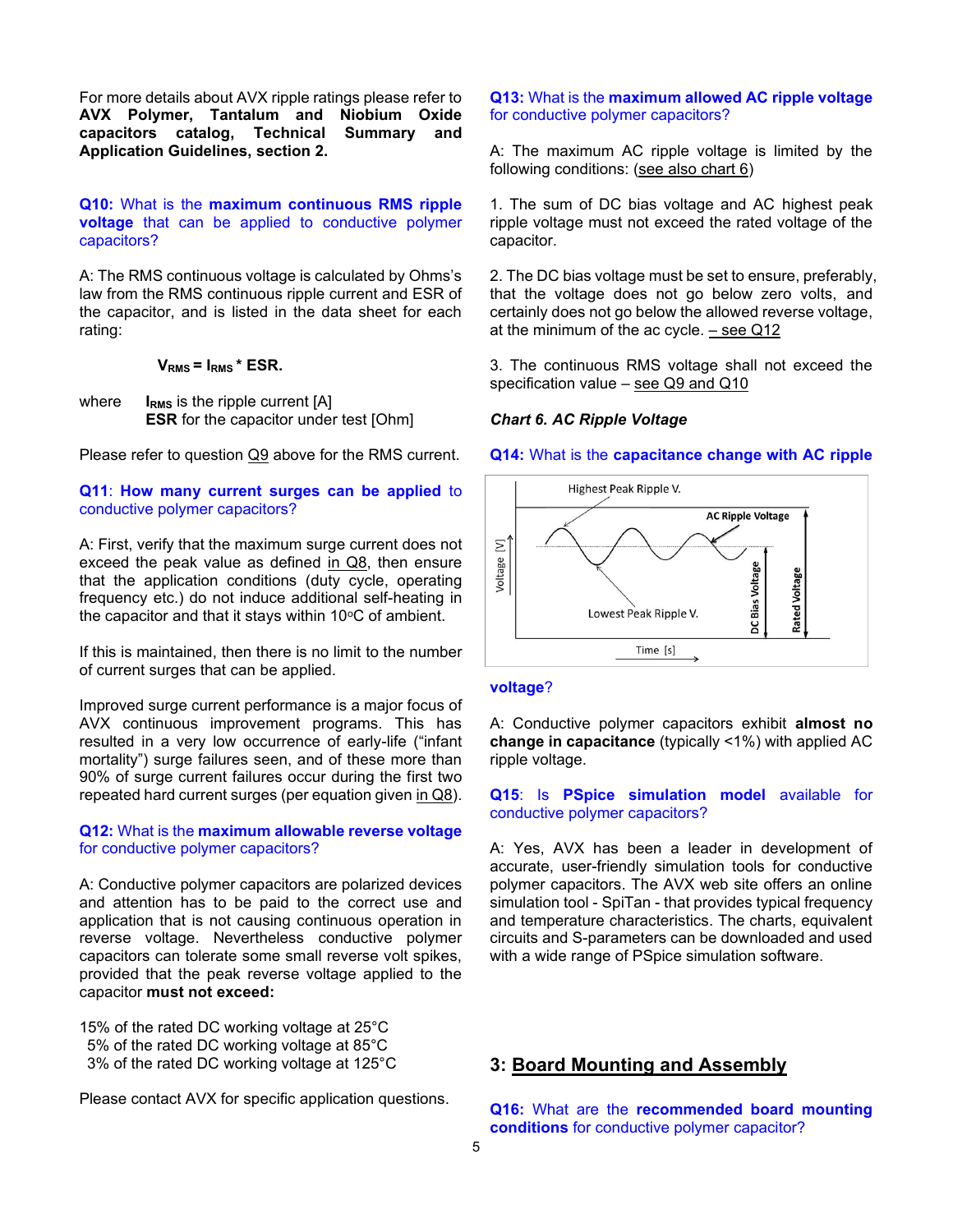For more details about AVX ripple ratings please refer to **AVX Polymer, Tantalum and Niobium Oxide capacitors catalog, Technical Summary and Application Guidelines, section 2.**

**Q10:** What is the **maximum continuous RMS ripple voltage** that can be applied to conductive polymer capacitors?

A: The RMS continuous voltage is calculated by Ohms's law from the RMS continuous ripple current and ESR of the capacitor, and is listed in the data sheet for each rating:

$$V_{RMS} = I_{RMS} * ESR.$$

where $I_{RMS}$ is the ripple current [A]
**ESR** for the capacitor under test [Ohm]

Please refer to question Q9 above for the RMS current.

**Q11**: **How many current surges can be applied** to conductive polymer capacitors?

A: First, verify that the maximum surge current does not exceed the peak value as defined in Q8, then ensure that the application conditions (duty cycle, operating frequency etc.) do not induce additional self-heating in the capacitor and that it stays within 10°C of ambient.

If this is maintained, then there is no limit to the number of current surges that can be applied.

Improved surge current performance is a major focus of AVX continuous improvement programs. This has resulted in a very low occurrence of early-life ("infant mortality") surge failures seen, and of these more than 90% of surge current failures occur during the first two repeated hard current surges (per equation given in Q8).

**Q12:** What is the **maximum allowable reverse voltage** for conductive polymer capacitors?

A: Conductive polymer capacitors are polarized devices and attention has to be paid to the correct use and application that is not causing continuous operation in reverse voltage. Nevertheless conductive polymer capacitors can tolerate some small reverse volt spikes, provided that the peak reverse voltage applied to the capacitor **must not exceed:**

15% of the rated DC working voltage at 25°C
5% of the rated DC working voltage at 85°C
3% of the rated DC working voltage at 125°C

Please contact AVX for specific application questions.

**Q13:** What is the **maximum allowed AC ripple voltage** for conductive polymer capacitors?

A: The maximum AC ripple voltage is limited by the following conditions: (see also chart 6)

1. The sum of DC bias voltage and AC highest peak ripple voltage must not exceed the rated voltage of the capacitor.

2. The DC bias voltage must be set to ensure, preferably, that the voltage does not go below zero volts, and certainly does not go below the allowed reverse voltage, at the minimum of the ac cycle. – see Q12

3. The continuous RMS voltage shall not exceed the specification value – see Q9 and Q10

***Chart 6. AC Ripple Voltage***

**Q14:** What is the **capacitance change with AC ripple voltage**?

A: Conductive polymer capacitors exhibit **almost no change in capacitance** (typically <1%) with applied AC ripple voltage.

**Q15**: Is **PSpice simulation model** available for conductive polymer capacitors?

A: Yes, AVX has been a leader in development of accurate, user-friendly simulation tools for conductive polymer capacitors. The AVX web site offers an online simulation tool - SpiTan - that provides typical frequency and temperature characteristics. The charts, equivalent circuits and S-parameters can be downloaded and used with a wide range of PSpice simulation software.

## 3: Board Mounting and Assembly

**Q16:** What are the **recommended board mounting conditions** for conductive polymer capacitor?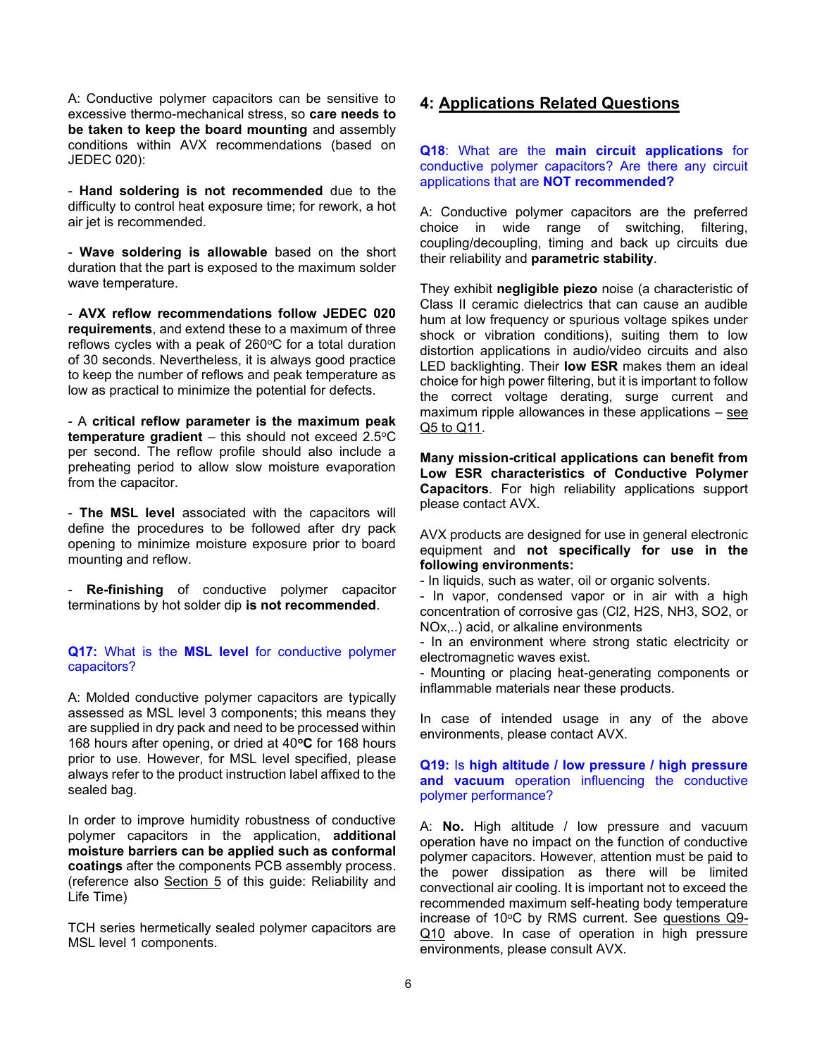A: Conductive polymer capacitors can be sensitive to excessive thermo-mechanical stress, so **care needs to be taken to keep the board mounting** and assembly conditions within AVX recommendations (based on JEDEC 020):

- **Hand soldering is not recommended** due to the difficulty to control heat exposure time; for rework, a hot air jet is recommended.

- **Wave soldering is allowable** based on the short duration that the part is exposed to the maximum solder wave temperature.

- **AVX reflow recommendations follow JEDEC 020 requirements**, and extend these to a maximum of three reflows cycles with a peak of 260°C for a total duration of 30 seconds. Nevertheless, it is always good practice to keep the number of reflows and peak temperature as low as practical to minimize the potential for defects.

- A **critical reflow parameter is the maximum peak temperature gradient** – this should not exceed 2.5°C per second. The reflow profile should also include a preheating period to allow slow moisture evaporation from the capacitor.

- **The MSL level** associated with the capacitors will define the procedures to be followed after dry pack opening to minimize moisture exposure prior to board mounting and reflow.

- **Re-finishing** of conductive polymer capacitor terminations by hot solder dip **is not recommended**.

**Q17:** What is the **MSL level** for conductive polymer capacitors?

A: Molded conductive polymer capacitors are typically assessed as MSL level 3 components; this means they are supplied in dry pack and need to be processed within 168 hours after opening, or dried at 40**°C** for 168 hours prior to use. However, for MSL level specified, please always refer to the product instruction label affixed to the sealed bag.

In order to improve humidity robustness of conductive polymer capacitors in the application, **additional moisture barriers can be applied such as conformal coatings** after the components PCB assembly process. (reference also Section 5 of this guide: Reliability and Life Time)

TCH series hermetically sealed polymer capacitors are MSL level 1 components.

## 4: Applications Related Questions

**Q18**: What are the **main circuit applications** for conductive polymer capacitors? Are there any circuit applications that are **NOT recommended?**

A: Conductive polymer capacitors are the preferred choice in wide range of switching, filtering, coupling/decoupling, timing and back up circuits due their reliability and **parametric stability**.

They exhibit **negligible piezo** noise (a characteristic of Class II ceramic dielectrics that can cause an audible hum at low frequency or spurious voltage spikes under shock or vibration conditions), suiting them to low distortion applications in audio/video circuits and also LED backlighting. Their **low ESR** makes them an ideal choice for high power filtering, but it is important to follow the correct voltage derating, surge current and maximum ripple allowances in these applications – see Q5 to Q11.

**Many mission-critical applications can benefit from Low ESR characteristics of Conductive Polymer Capacitors**. For high reliability applications support please contact AVX.

AVX products are designed for use in general electronic equipment and **not specifically for use in the following environments:**

- In liquids, such as water, oil or organic solvents.
- In vapor, condensed vapor or in air with a high concentration of corrosive gas ($Cl_2$, $H_2S$, $NH_3$, $SO_2$, or $NO_x$,..) acid, or alkaline environments
- In an environment where strong static electricity or electromagnetic waves exist.
- Mounting or placing heat-generating components or inflammable materials near these products.

In case of intended usage in any of the above environments, please contact AVX.

**Q19:** Is **high altitude / low pressure / high pressure and vacuum** operation influencing the conductive polymer performance?

A: **No.** High altitude / low pressure and vacuum operation have no impact on the function of conductive polymer capacitors. However, attention must be paid to the power dissipation as there will be limited convectional air cooling. It is important not to exceed the recommended maximum self-heating body temperature increase of 10°C by RMS current. See questions Q9-Q10 above. In case of operation in high pressure environments, please consult AVX.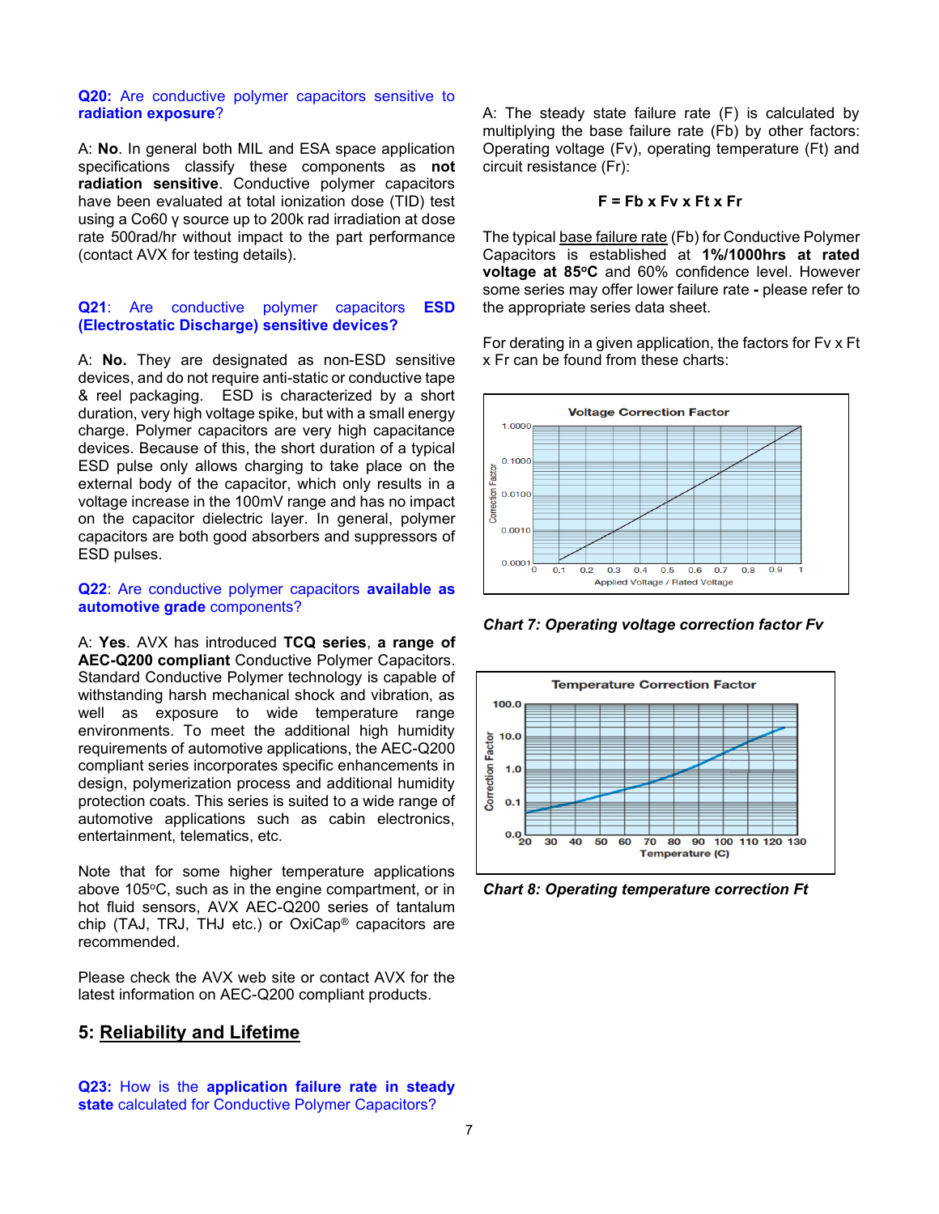**Q20: Are conductive polymer capacitors sensitive to radiation exposure?**

A: **No**. In general both MIL and ESA space application specifications classify these components as **not radiation sensitive**. Conductive polymer capacitors have been evaluated at total ionization dose (TID) test using a Co60 γ source up to 200k rad irradiation at dose rate 500rad/hr without impact to the part performance (contact AVX for testing details).

**Q21: Are conductive polymer capacitors ESD (Electrostatic Discharge) sensitive devices?**

A: **No.** They are designated as non-ESD sensitive devices, and do not require anti-static or conductive tape & reel packaging. ESD is characterized by a short duration, very high voltage spike, but with a small energy charge. Polymer capacitors are very high capacitance devices. Because of this, the short duration of a typical ESD pulse only allows charging to take place on the external body of the capacitor, which only results in a voltage increase in the 100mV range and has no impact on the capacitor dielectric layer. In general, polymer capacitors are both good absorbers and suppressors of ESD pulses.

**Q22: Are conductive polymer capacitors available as automotive grade components?**

A: **Yes**. AVX has introduced **TCQ series**, **a range of AEC-Q200 compliant** Conductive Polymer Capacitors. Standard Conductive Polymer technology is capable of withstanding harsh mechanical shock and vibration, as well as exposure to wide temperature range environments. To meet the additional high humidity requirements of automotive applications, the AEC-Q200 compliant series incorporates specific enhancements in design, polymerization process and additional humidity protection coats. This series is suited to a wide range of automotive applications such as cabin electronics, entertainment, telematics, etc.

Note that for some higher temperature applications above 105°C, such as in the engine compartment, or in hot fluid sensors, AVX AEC-Q200 series of tantalum chip (TAJ, TRJ, THJ etc.) or OxiCap® capacitors are recommended.

Please check the AVX web site or contact AVX for the latest information on AEC-Q200 compliant products.

## 5: Reliability and Lifetime

**Q23: How is the application failure rate in steady state calculated for Conductive Polymer Capacitors?**

A: The steady state failure rate (F) is calculated by multiplying the base failure rate (Fb) by other factors: Operating voltage (Fv), operating temperature (Ft) and circuit resistance (Fr):

$$F = Fb \times Fv \times Ft \times Fr$$

The typical base failure rate (Fb) for Conductive Polymer Capacitors is established at **1%/1000hrs at rated voltage at 85°C** and 60% confidence level. However some series may offer lower failure rate **-** please refer to the appropriate series data sheet.

For derating in a given application, the factors for Fv x Ft x Fr can be found from these charts:

*Chart 7: Operating voltage correction factor Fv*

*Chart 8: Operating temperature correction Ft*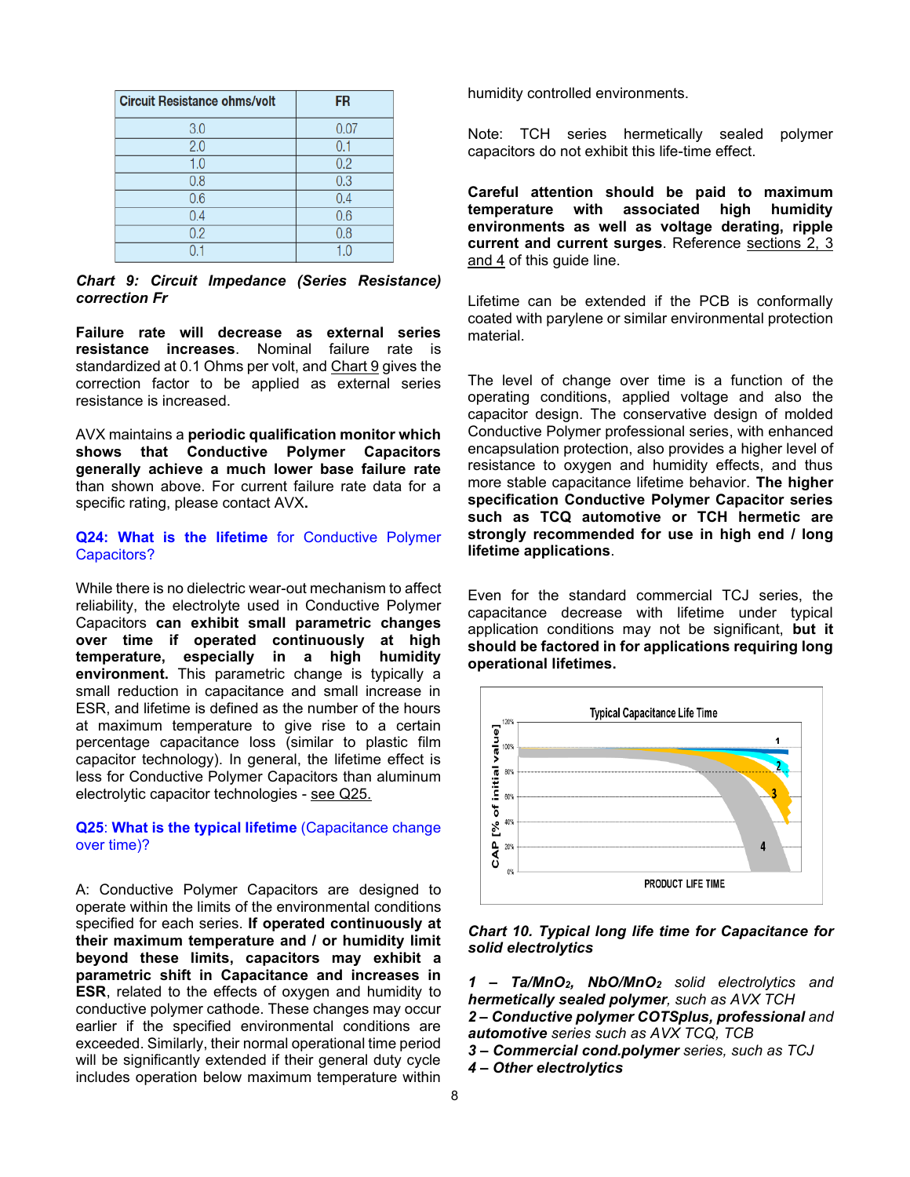| Circuit Resistance ohms/volt | FR |
|---|---|
| 3.0 | 0.07 |
| 2.0 | 0.1 |
| 1.0 | 0.2 |
| 0.8 | 0.3 |
| 0.6 | 0.4 |
| 0.4 | 0.6 |
| 0.2 | 0.8 |
| 0.1 | 1.0 |

***Chart 9: Circuit Impedance (Series Resistance) correction Fr***

**Failure rate will decrease as external series resistance increases**. Nominal failure rate is standardized at 0.1 Ohms per volt, and Chart 9 gives the correction factor to be applied as external series resistance is increased.

AVX maintains a **periodic qualification monitor which shows that Conductive Polymer Capacitors generally achieve a much lower base failure rate** than shown above. For current failure rate data for a specific rating, please contact AVX**.**

### Q24: What is the lifetime for Conductive Polymer Capacitors?

While there is no dielectric wear-out mechanism to affect reliability, the electrolyte used in Conductive Polymer Capacitors **can exhibit small parametric changes over time if operated continuously at high temperature, especially in a high humidity environment.** This parametric change is typically a small reduction in capacitance and small increase in ESR, and lifetime is defined as the number of the hours at maximum temperature to give rise to a certain percentage capacitance loss (similar to plastic film capacitor technology). In general, the lifetime effect is less for Conductive Polymer Capacitors than aluminum electrolytic capacitor technologies - see Q25.

### Q25: What is the typical lifetime (Capacitance change over time)?

A: Conductive Polymer Capacitors are designed to operate within the limits of the environmental conditions specified for each series. **If operated continuously at their maximum temperature and / or humidity limit beyond these limits, capacitors may exhibit a parametric shift in Capacitance and increases in ESR**, related to the effects of oxygen and humidity to conductive polymer cathode. These changes may occur earlier if the specified environmental conditions are exceeded. Similarly, their normal operational time period will be significantly extended if their general duty cycle includes operation below maximum temperature within humidity controlled environments.

Note: TCH series hermetically sealed polymer capacitors do not exhibit this life-time effect.

**Careful attention should be paid to maximum temperature with associated high humidity environments as well as voltage derating, ripple current and current surges**. Reference sections 2, 3 and 4 of this guide line.

Lifetime can be extended if the PCB is conformally coated with parylene or similar environmental protection material.

The level of change over time is a function of the operating conditions, applied voltage and also the capacitor design. The conservative design of molded Conductive Polymer professional series, with enhanced encapsulation protection, also provides a higher level of resistance to oxygen and humidity effects, and thus more stable capacitance lifetime behavior. **The higher specification Conductive Polymer Capacitor series such as TCQ automotive or TCH hermetic are strongly recommended for use in high end / long lifetime applications**.

Even for the standard commercial TCJ series, the capacitance decrease with lifetime under typical application conditions may not be significant, **but it should be factored in for applications requiring long operational lifetimes.**

***Chart 10. Typical long life time for Capacitance for solid electrolytics***

*1 – **Ta/MnO$_2$, NbO/MnO$_2$** solid electrolytics and **hermetically sealed polymer**, such as AVX TCH*
*2 – **Conductive polymer COTSplus, professional** and **automotive** series such as AVX TCQ, TCB*
*3 – **Commercial cond.polymer** series, such as TCJ*
*4 – **Other electrolytics***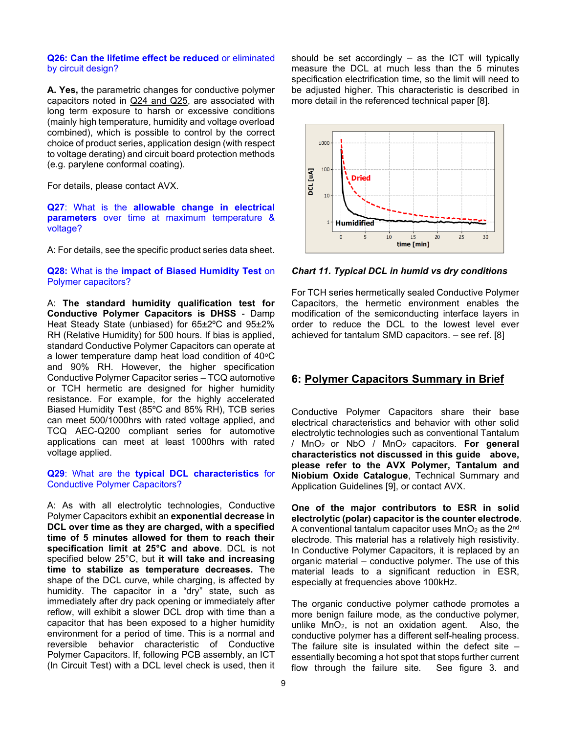**Q26: Can the lifetime effect be reduced** or eliminated by circuit design?

**A. Yes,** the parametric changes for conductive polymer capacitors noted in Q24 and Q25, are associated with long term exposure to harsh or excessive conditions (mainly high temperature, humidity and voltage overload combined), which is possible to control by the correct choice of product series, application design (with respect to voltage derating) and circuit board protection methods (e.g. parylene conformal coating).

For details, please contact AVX.

**Q27**: What is the **allowable change in electrical parameters** over time at maximum temperature & voltage?

A: For details, see the specific product series data sheet.

**Q28:** What is the **impact of Biased Humidity Test** on Polymer capacitors?

A: **The standard humidity qualification test for Conductive Polymer Capacitors is DHSS** - Damp Heat Steady State (unbiased) for 65±2ºC and 95±2% RH (Relative Humidity) for 500 hours. If bias is applied, standard Conductive Polymer Capacitors can operate at a lower temperature damp heat load condition of 40ºC and 90% RH. However, the higher specification Conductive Polymer Capacitor series – TCQ automotive or TCH hermetic are designed for higher humidity resistance. For example, for the highly accelerated Biased Humidity Test (85ºC and 85% RH), TCB series can meet 500/1000hrs with rated voltage applied, and TCQ AEC-Q200 compliant series for automotive applications can meet at least 1000hrs with rated voltage applied.

**Q29**: What are the **typical DCL characteristics** for Conductive Polymer Capacitors?

A: As with all electrolytic technologies, Conductive Polymer Capacitors exhibit an **exponential decrease in DCL over time as they are charged, with a specified time of 5 minutes allowed for them to reach their specification limit at 25°C and above**. DCL is not specified below 25°C, but **it will take and increasing time to stabilize as temperature decreases.** The shape of the DCL curve, while charging, is affected by humidity. The capacitor in a "dry" state, such as immediately after dry pack opening or immediately after reflow, will exhibit a slower DCL drop with time than a capacitor that has been exposed to a higher humidity environment for a period of time. This is a normal and reversible behavior characteristic of Conductive Polymer Capacitors. If, following PCB assembly, an ICT (In Circuit Test) with a DCL level check is used, then it should be set accordingly – as the ICT will typically measure the DCL at much less than the 5 minutes specification electrification time, so the limit will need to be adjusted higher. This characteristic is described in more detail in the referenced technical paper [8].

*Chart 11. Typical DCL in humid vs dry conditions*

For TCH series hermetically sealed Conductive Polymer Capacitors, the hermetic environment enables the modification of the semiconducting interface layers in order to reduce the DCL to the lowest level ever achieved for tantalum SMD capacitors. – see ref. [8]

## 6: Polymer Capacitors Summary in Brief

Conductive Polymer Capacitors share their base electrical characteristics and behavior with other solid electrolytic technologies such as conventional Tantalum / $MnO_2$ or NbO / $MnO_2$ capacitors. **For general characteristics not discussed in this guide above, please refer to the AVX Polymer, Tantalum and Niobium Oxide Catalogue**, Technical Summary and Application Guidelines [9], or contact AVX.

**One of the major contributors to ESR in solid electrolytic (polar) capacitor is the counter electrode**. A conventional tantalum capacitor uses $MnO_2$ as the 2nd electrode. This material has a relatively high resistivity. In Conductive Polymer Capacitors, it is replaced by an organic material – conductive polymer. The use of this material leads to a significant reduction in ESR, especially at frequencies above 100kHz.

The organic conductive polymer cathode promotes a more benign failure mode, as the conductive polymer, unlike $MnO_2$, is not an oxidation agent. Also, the conductive polymer has a different self-healing process. The failure site is insulated within the defect site – essentially becoming a hot spot that stops further current flow through the failure site. See figure 3. and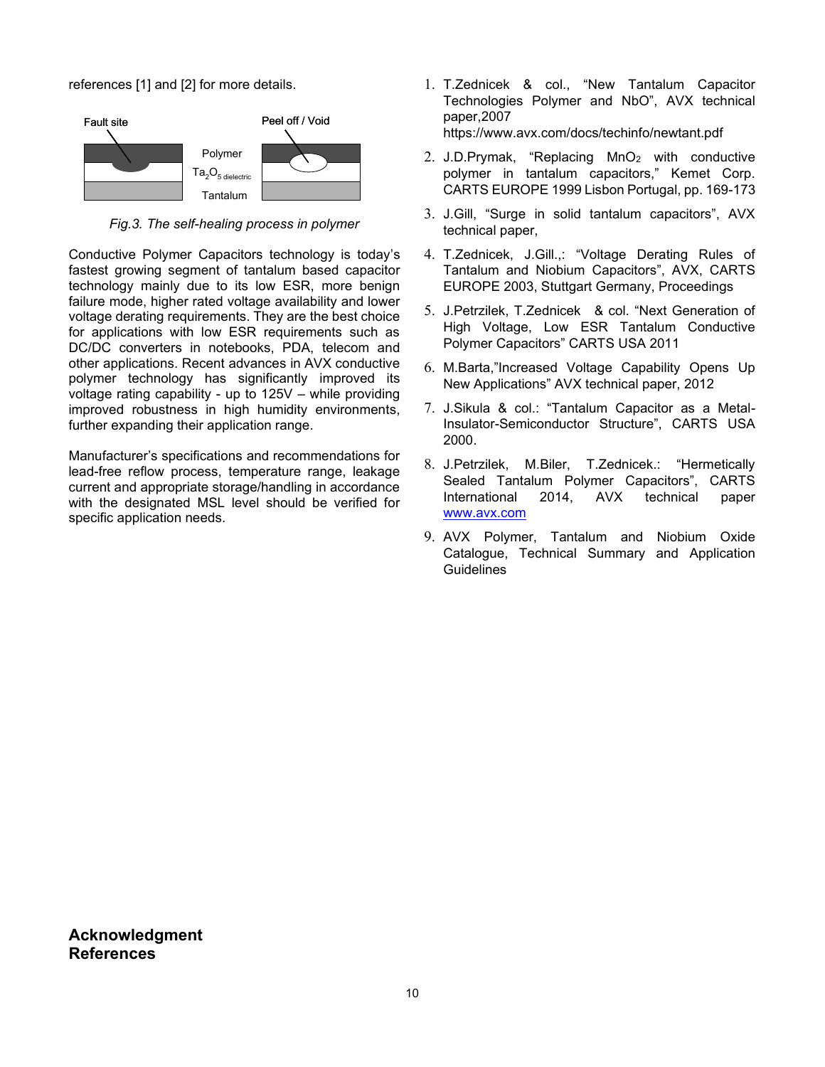references [1] and [2] for more details.

Fault site

Peel off / Void

Polymer

$Ta_2O_5$ dielectric

Tantalum

*Fig.3. The self-healing process in polymer*

Conductive Polymer Capacitors technology is today's fastest growing segment of tantalum based capacitor technology mainly due to its low ESR, more benign failure mode, higher rated voltage availability and lower voltage derating requirements. They are the best choice for applications with low ESR requirements such as DC/DC converters in notebooks, PDA, telecom and other applications. Recent advances in AVX conductive polymer technology has significantly improved its voltage rating capability - up to 125V – while providing improved robustness in high humidity environments, further expanding their application range.

Manufacturer's specifications and recommendations for lead-free reflow process, temperature range, leakage current and appropriate storage/handling in accordance with the designated MSL level should be verified for specific application needs.

## Acknowledgment

## References

1. T.Zednicek & col., "New Tantalum Capacitor Technologies Polymer and NbO", AVX technical paper,2007 https://www.avx.com/docs/techinfo/newtant.pdf
2. J.D.Prymak, "Replacing $MnO_2$ with conductive polymer in tantalum capacitors," Kemet Corp. CARTS EUROPE 1999 Lisbon Portugal, pp. 169-173
3. J.Gill, "Surge in solid tantalum capacitors", AVX technical paper,
4. T.Zednicek, J.Gill.,: "Voltage Derating Rules of Tantalum and Niobium Capacitors", AVX, CARTS EUROPE 2003, Stuttgart Germany, Proceedings
5. J.Petrzilek, T.Zednicek & col. "Next Generation of High Voltage, Low ESR Tantalum Conductive Polymer Capacitors" CARTS USA 2011
6. M.Barta,"Increased Voltage Capability Opens Up New Applications" AVX technical paper, 2012
7. J.Sikula & col.: "Tantalum Capacitor as a Metal-Insulator-Semiconductor Structure", CARTS USA 2000.
8. J.Petrzilek, M.Biler, T.Zednicek.: "Hermetically Sealed Tantalum Polymer Capacitors", CARTS International 2014, AVX technical paper www.avx.com
9. AVX Polymer, Tantalum and Niobium Oxide Catalogue, Technical Summary and Application Guidelines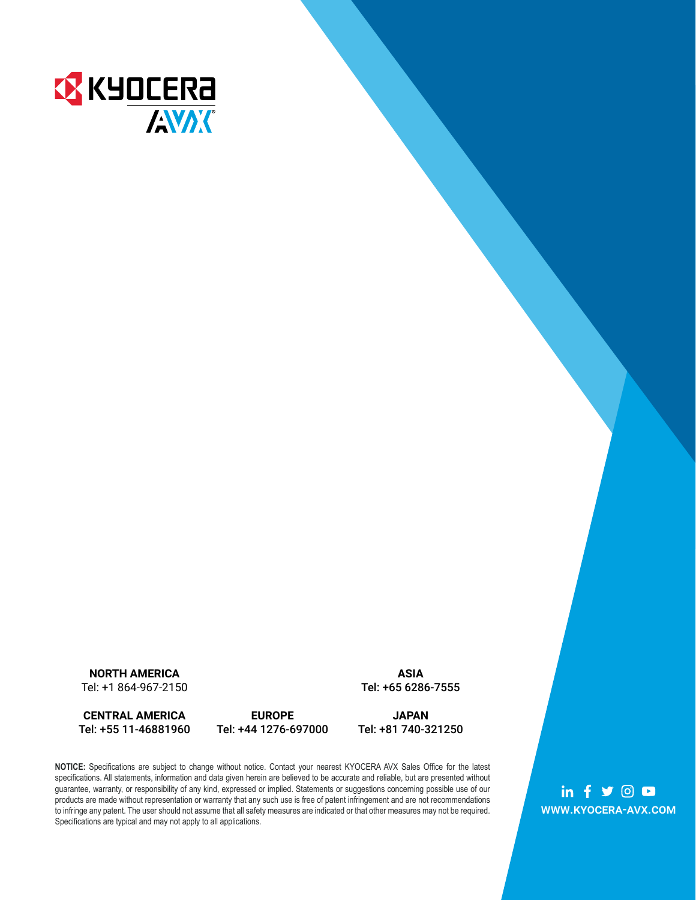**NORTH AMERICA**
Tel: +1 864-967-2150

**ASIA**
Tel: +65 6286-7555

**CENTRAL AMERICA**
Tel: +55 11-46881960

**EUROPE**
Tel: +44 1276-697000

**JAPAN**
Tel: +81 740-321250

**NOTICE:** Specifications are subject to change without notice. Contact your nearest KYOCERA AVX Sales Office for the latest specifications. All statements, information and data given herein are believed to be accurate and reliable, but are presented without guarantee, warranty, or responsibility of any kind, expressed or implied. Statements or suggestions concerning possible use of our products are made without representation or warranty that any such use is free of patent infringement and are not recommendations to infringe any patent. The user should not assume that all safety measures are indicated or that other measures may not be required. Specifications are typical and may not apply to all applications.

**WWW.KYOCERA-AVX.COM**